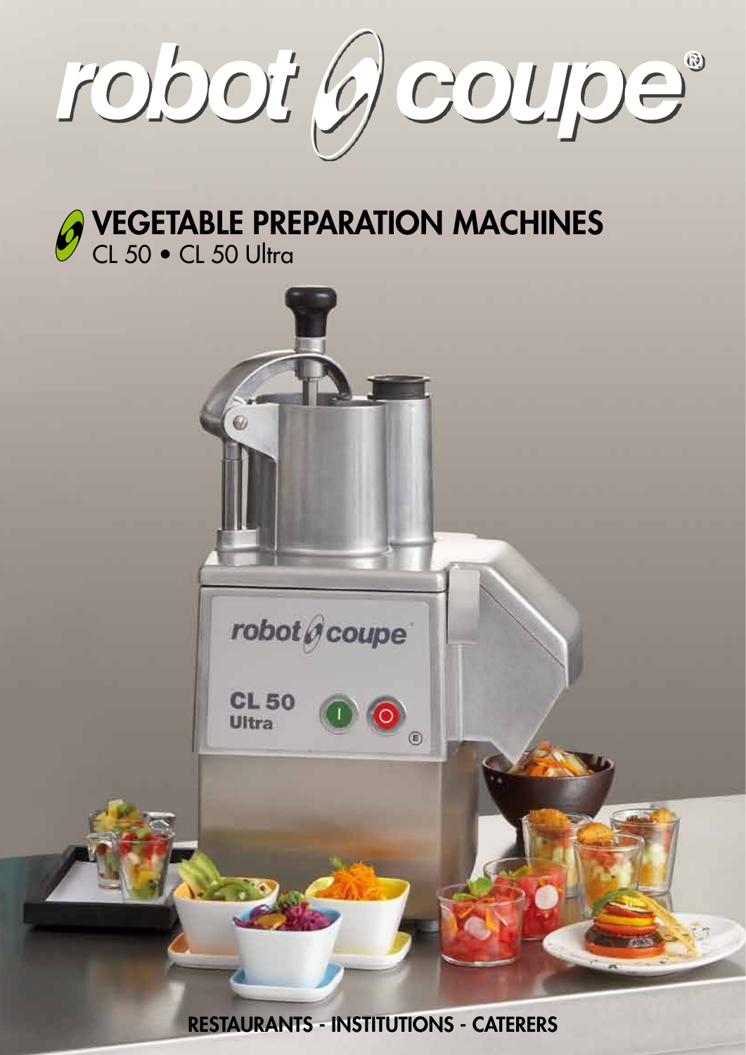# robot coupe®

## VEGETABLE PREPARATION MACHINES

CL 50 • CL 50 Ultra

RESTAURANTS - INSTITUTIONS - CATERERS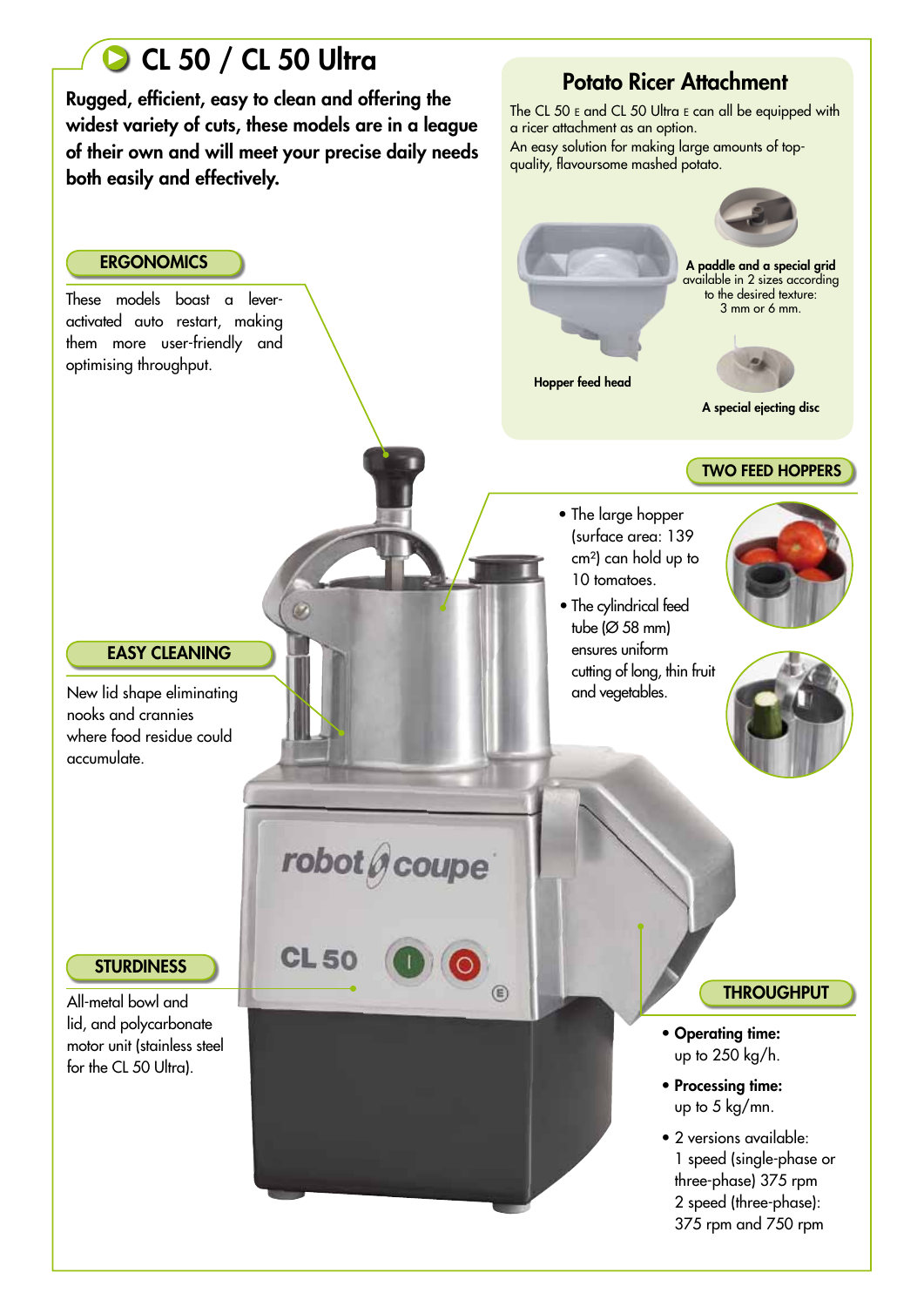# CL 50 / CL 50 Ultra

**Rugged, efficient, easy to clean and offering the widest variety of cuts, these models are in a league of their own and will meet your precise daily needs both easily and effectively.**

## Potato Ricer Attachment

The CL 50 E and CL 50 Ultra E can all be equipped with a ricer attachment as an option.
An easy solution for making large amounts of top-quality, flavoursome mashed potato.

Hopper feed head

**A paddle and a special grid** available in 2 sizes according to the desired texture: 3 mm or 6 mm.

**A special ejecting disc**

## ERGONOMICS

These models boast a lever-activated auto restart, making them more user-friendly and optimising throughput.

## TWO FEED HOPPERS

- The large hopper (surface area: 139 cm²) can hold up to 10 tomatoes.
- The cylindrical feed tube (Ø 58 mm) ensures uniform cutting of long, thin fruit and vegetables.

## EASY CLEANING

New lid shape eliminating nooks and crannies where food residue could accumulate.

## STURDINESS

All-metal bowl and lid, and polycarbonate motor unit (stainless steel for the CL 50 Ultra).

## THROUGHPUT

- **Operating time:** up to 250 kg/h.
- **Processing time:** up to 5 kg/mn.
- 2 versions available: 1 speed (single-phase or three-phase) 375 rpm 2 speed (three-phase): 375 rpm and 750 rpm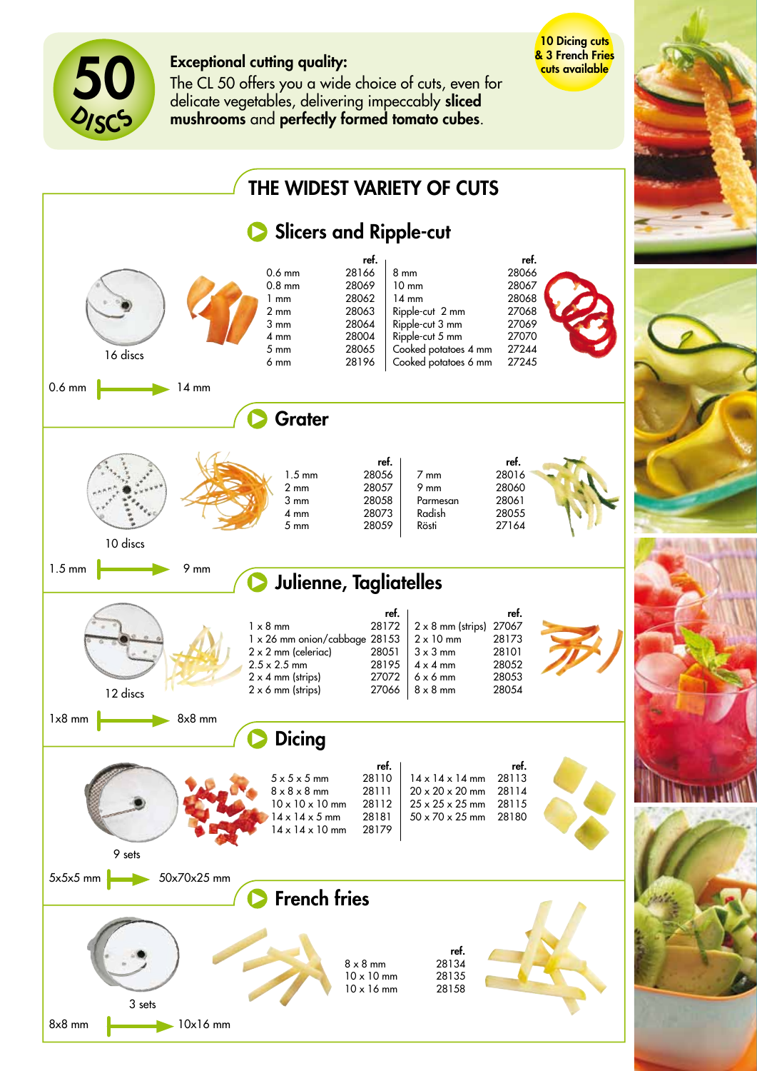**50 DISCS**

**Exceptional cutting quality:**
The CL 50 offers you a wide choice of cuts, even for delicate vegetables, delivering impeccably **sliced mushrooms** and **perfectly formed tomato cubes**.

**10 Dicing cuts & 3 French Fries cuts available**

# THE WIDEST VARIETY OF CUTS

## Slicers and Ripple-cut

16 discs

0.6 mm → 14 mm

| | ref. | | ref. |
|---|---|---|---|
| 0.6 mm | 28166 | 8 mm | 28066 |
| 0.8 mm | 28069 | 10 mm | 28067 |
| 1 mm | 28062 | 14 mm | 28068 |
| 2 mm | 28063 | Ripple-cut 2 mm | 27068 |
| 3 mm | 28064 | Ripple-cut 3 mm | 27069 |
| 4 mm | 28004 | Ripple-cut 5 mm | 27070 |
| 5 mm | 28065 | Cooked potatoes 4 mm | 27244 |
| 6 mm | 28196 | Cooked potatoes 6 mm | 27245 |

## Grater

10 discs

1.5 mm → 9 mm

| | ref. | | ref. |
|---|---|---|---|
| 1.5 mm | 28056 | 7 mm | 28016 |
| 2 mm | 28057 | 9 mm | 28060 |
| 3 mm | 28058 | Parmesan | 28061 |
| 4 mm | 28073 | Radish | 28055 |
| 5 mm | 28059 | Rösti | 27164 |

## Julienne, Tagliatelles

12 discs

1x8 mm → 8x8 mm

| | ref. | | ref. |
|---|---|---|---|
| 1 x 8 mm | 28172 | 2 x 8 mm (strips) | 27067 |
| 1 x 26 mm onion/cabbage | 28153 | 2 x 10 mm | 28173 |
| 2 x 2 mm (celeriac) | 28051 | 3 x 3 mm | 28101 |
| 2.5 x 2.5 mm | 28195 | 4 x 4 mm | 28052 |
| 2 x 4 mm (strips) | 27072 | 6 x 6 mm | 28053 |
| 2 x 6 mm (strips) | 27066 | 8 x 8 mm | 28054 |

## Dicing

9 sets

5x5x5 mm → 50x70x25 mm

| | ref. | | ref. |
|---|---|---|---|
| 5 x 5 x 5 mm | 28110 | 14 x 14 x 14 mm | 28113 |
| 8 x 8 x 8 mm | 28111 | 20 x 20 x 20 mm | 28114 |
| 10 x 10 x 10 mm | 28112 | 25 x 25 x 25 mm | 28115 |
| 14 x 14 x 5 mm | 28181 | 50 x 70 x 25 mm | 28180 |
| 14 x 14 x 10 mm | 28179 | | |

## French fries

3 sets

8x8 mm → 10x16 mm

| | ref. |
|---|---|
| 8 x 8 mm | 28134 |
| 10 x 10 mm | 28135 |
| 10 x 16 mm | 28158 |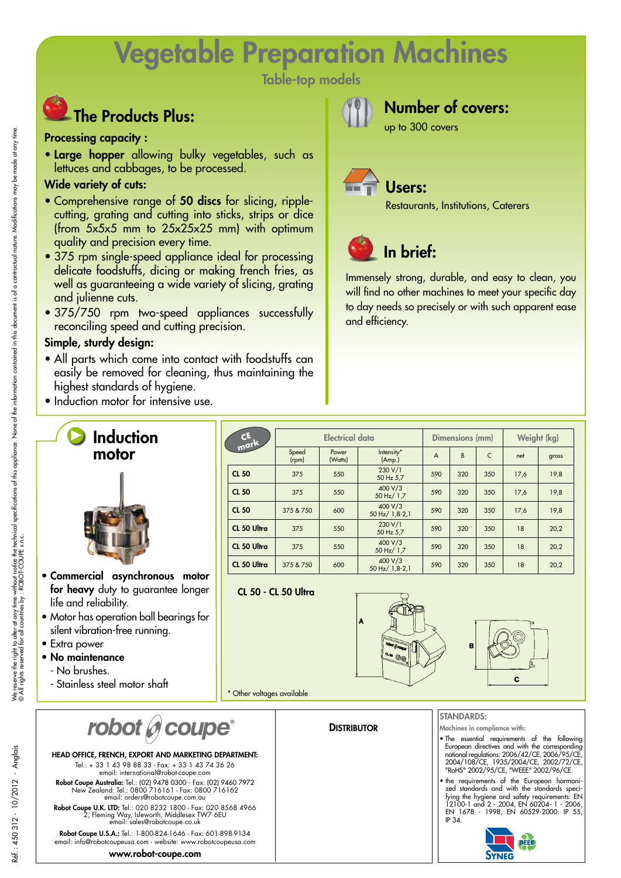# Vegetable Preparation Machines

## Table-top models

## The Products Plus:

**Processing capacity :**

- **Large hopper** allowing bulky vegetables, such as lettuces and cabbages, to be processed.

**Wide variety of cuts:**

- Comprehensive range of **50 discs** for slicing, ripple-cutting, grating and cutting into sticks, strips or dice (from 5x5x5 mm to 25x25x25 mm) with optimum quality and precision every time.
- 375 rpm single-speed appliance ideal for processing delicate foodstuffs, dicing or making french fries, as well as guaranteeing a wide variety of slicing, grating and julienne cuts.
- 375/750 rpm two-speed appliances successfully reconciling speed and cutting precision.

**Simple, sturdy design:**

- All parts which come into contact with foodstuffs can easily be removed for cleaning, thus maintaining the highest standards of hygiene.
- Induction motor for intensive use.

## Number of covers:

up to 300 covers

## Users:

Restaurants, Institutions, Caterers

## In brief:

Immensely strong, durable, and easy to clean, you will find no other machines to meet your specific day to day needs so precisely or with such apparent ease and efficiency.

## Induction motor

- **Commercial asynchronous motor for heavy** duty to guarantee longer life and reliability.
- Motor has operation ball bearings for silent vibration-free running.
- Extra power
- **No maintenance**
  - No brushes.
  - Stainless steel motor shaft

| CE mark | Electrical data | | | Dimensions (mm) | | | Weight (kg) | |
|---|---|---|---|---|---|---|---|---|
| | Speed (rpm) | Power (Watts) | Intensity* (Amp.) | A | B | C | net | gross |
| **CL 50** | 375 | 550 | 230 V/1 50 Hz 5,7 | 590 | 320 | 350 | 17,6 | 19,8 |
| **CL 50** | 375 | 550 | 400 V/3 50 Hz/ 1,7 | 590 | 320 | 350 | 17,6 | 19,8 |
| **CL 50** | 375 & 750 | 600 | 400 V/3 50 Hz/ 1,8-2,1 | 590 | 320 | 350 | 17,6 | 19,8 |
| **CL 50 Ultra** | 375 | 550 | 230 V/1 50 Hz 5,7 | 590 | 320 | 350 | 18 | 20,2 |
| **CL 50 Ultra** | 375 | 550 | 400 V/3 50 Hz/ 1,7 | 590 | 320 | 350 | 18 | 20,2 |
| **CL 50 Ultra** | 375 & 750 | 600 | 400 V/3 50 Hz/ 1,8-2,1 | 590 | 320 | 350 | 18 | 20,2 |

**CL 50 - CL 50 Ultra**

A

B

C

\* Other voltages available

robot coupe®

**HEAD OFFICE, FRENCH, EXPORT AND MARKETING DEPARTMENT:**
Tel.: + 33 1 43 98 88 33 - Fax: + 33 1 43 74 36 26
email: international@robot-coupe.com

**Robot Coupe Australia:** Tel.: (02) 9478 0300 - Fax: (02) 9460 7972
New Zealand: Tel.: 0800 716161 - Fax: 0800 716162
email: orders@robotcoupe.com.au

**Robot Coupe U.K. LTD:** Tel.: 020 8232 1800 - Fax: 020 8568 4966
2, Fleming Way, Isleworth, Middlesex TW7 6EU
email: sales@robotcoupe.co.uk

**Robot Coupe U.S.A.:** Tel.: 1-800-824-1646 - Fax: 601-898-9134
email: info@robotcoupeusa.com - website: www.robotcoupeusa.com

**www.robot-coupe.com**

**DISTRIBUTOR**

**STANDARDS:**

Machines in compliance with:

- The essential requirements of the following European directives and with the corresponding national regulations: 2006/42/CE, 2006/95/CE, 2004/108/CE, 1935/2004/CE, 2002/72/CE, "RoHS" 2002/95/CE, "WEEE" 2002/96/CE.
- the requirements of the European harmonized standards and with the standards specifying the hygiene and safety requirements: EN 12100-1 and 2 - 2004, EN 60204- 1 - 2006, EN 1678 - 1998, EN 60529-2000: IP 55, IP 34.

We reserve the right to alter at any time without notice the technical specifications of this appliance. None of the information contained in this document is of a contractual nature. Modifications may be made at any time.
© All rights reserved for all countries by : ROBOT-COUPE s.n.c.

Ref. : 450 312 - 10/2012 - Anglais